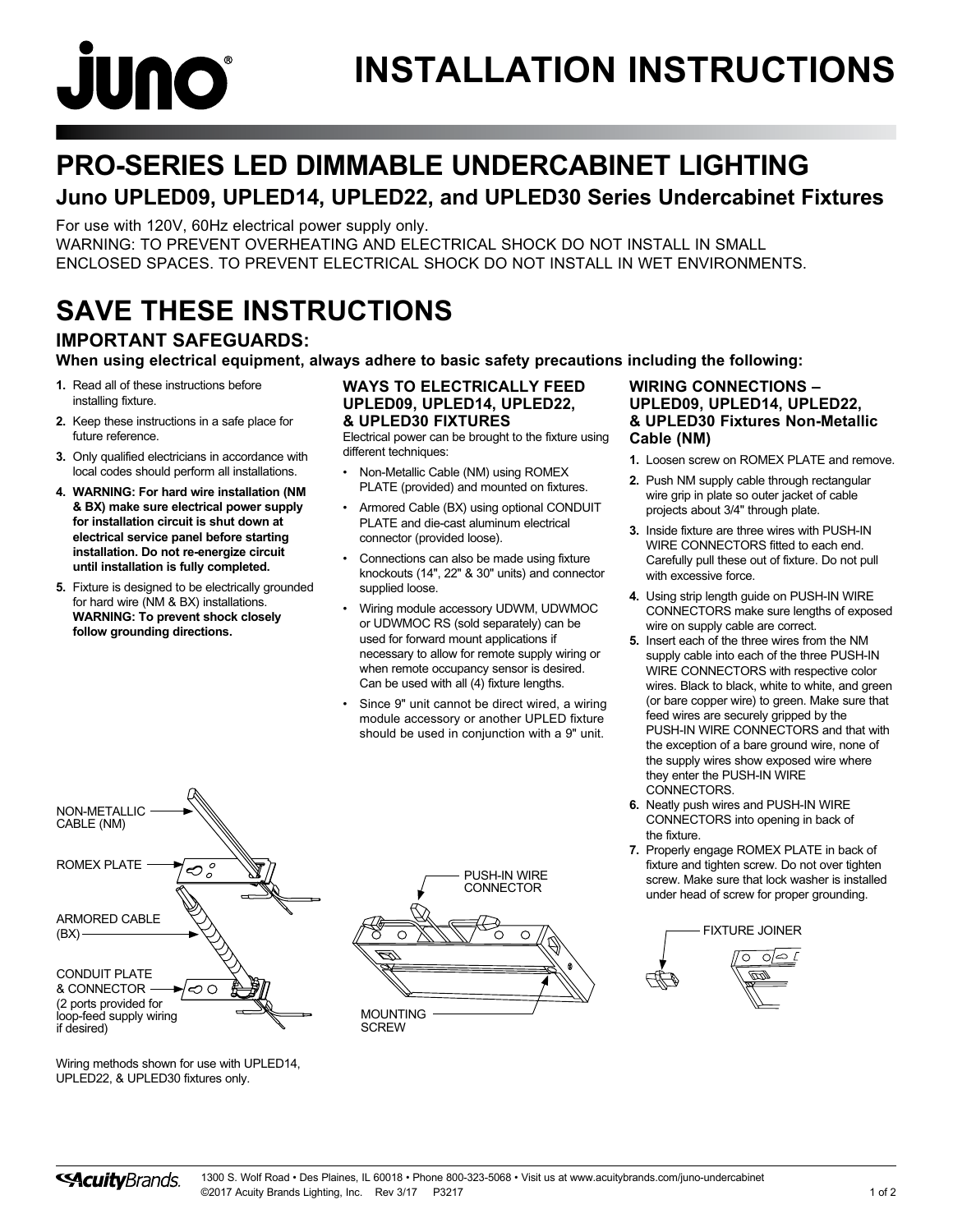# INSTALLATION INSTRUCTIONS

## PRO-SERIES LED DIMMABLE UNDERCABINET LIGHTING

### Juno UPLED09, UPLED14, UPLED22, and UPLED30 Series Undercabinet Fixtures

For use with 120V, 60Hz electrical power supply only.
WARNING: TO PREVENT OVERHEATING AND ELECTRICAL SHOCK DO NOT INSTALL IN SMALL ENCLOSED SPACES. TO PREVENT ELECTRICAL SHOCK DO NOT INSTALL IN WET ENVIRONMENTS.

## SAVE THESE INSTRUCTIONS

### IMPORTANT SAFEGUARDS:

**When using electrical equipment, always adhere to basic safety precautions including the following:**

1. Read all of these instructions before installing fixture.
2. Keep these instructions in a safe place for future reference.
3. Only qualified electricians in accordance with local codes should perform all installations.
4. **WARNING: For hard wire installation (NM & BX) make sure electrical power supply for installation circuit is shut down at electrical service panel before starting installation. Do not re-energize circuit until installation is fully completed.**
5. Fixture is designed to be electrically grounded for hard wire (NM & BX) installations. **WARNING: To prevent shock closely follow grounding directions.**

#### WAYS TO ELECTRICALLY FEED UPLED09, UPLED14, UPLED22, & UPLED30 FIXTURES

Electrical power can be brought to the fixture using different techniques:

- Non-Metallic Cable (NM) using ROMEX PLATE (provided) and mounted on fixtures.
- Armored Cable (BX) using optional CONDUIT PLATE and die-cast aluminum electrical connector (provided loose).
- Connections can also be made using fixture knockouts (14", 22" & 30" units) and connector supplied loose.
- Wiring module accessory UDWM, UDWMOC or UDWMOC RS (sold separately) can be used for forward mount applications if necessary to allow for remote supply wiring or when remote occupancy sensor is desired. Can be used with all (4) fixture lengths.
- Since 9" unit cannot be direct wired, a wiring module accessory or another UPLED fixture should be used in conjunction with a 9" unit.

#### WIRING CONNECTIONS – UPLED09, UPLED14, UPLED22, & UPLED30 Fixtures Non-Metallic Cable (NM)

1. Loosen screw on ROMEX PLATE and remove.
2. Push NM supply cable through rectangular wire grip in plate so outer jacket of cable projects about 3/4" through plate.
3. Inside fixture are three wires with PUSH-IN WIRE CONNECTORS fitted to each end. Carefully pull these out of fixture. Do not pull with excessive force.
4. Using strip length guide on PUSH-IN WIRE CONNECTORS make sure lengths of exposed wire on supply cable are correct.
5. Insert each of the three wires from the NM supply cable into each of the three PUSH-IN WIRE CONNECTORS with respective color wires. Black to black, white to white, and green (or bare copper wire) to green. Make sure that feed wires are securely gripped by the PUSH-IN WIRE CONNECTORS and that with the exception of a bare ground wire, none of the supply wires show exposed wire where they enter the PUSH-IN WIRE CONNECTORS.
6. Neatly push wires and PUSH-IN WIRE CONNECTORS into opening in back of the fixture.
7. Properly engage ROMEX PLATE in back of fixture and tighten screw. Do not over tighten screw. Make sure that lock washer is installed under head of screw for proper grounding.

NON-METALLIC CABLE (NM)
ROMEX PLATE
ARMORED CABLE (BX)
CONDUIT PLATE & CONNECTOR (2 ports provided for loop-feed supply wiring if desired)

Wiring methods shown for use with UPLED14, UPLED22, & UPLED30 fixtures only.

PUSH-IN WIRE CONNECTOR
MOUNTING SCREW

FIXTURE JOINER

1300 S. Wolf Road • Des Plaines, IL 60018 • Phone 800-323-5068 • Visit us at www.acuitybrands.com/juno-undercabinet
©2017 Acuity Brands Lighting, Inc. Rev 3/17 P3217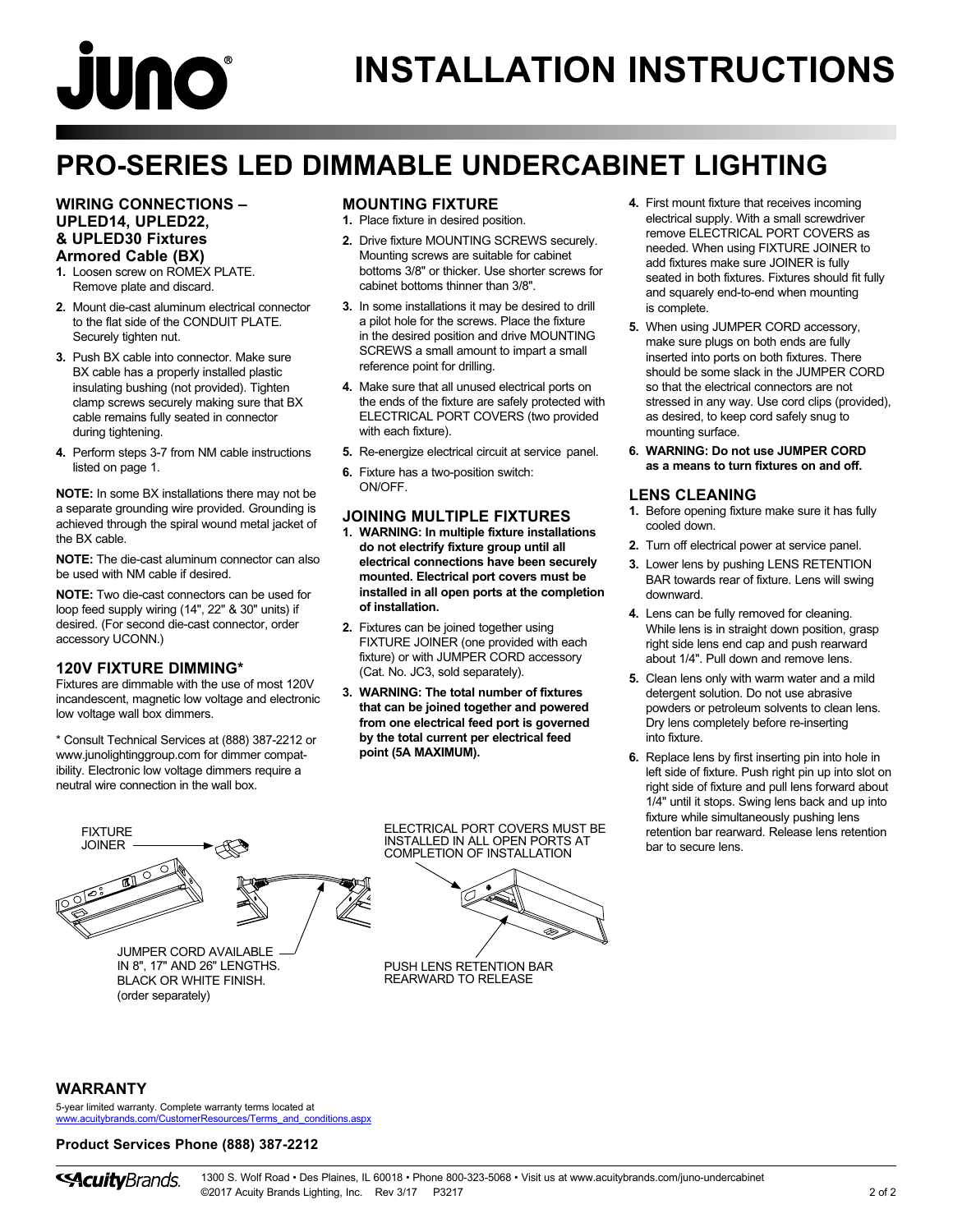# INSTALLATION INSTRUCTIONS

## PRO-SERIES LED DIMMABLE UNDERCABINET LIGHTING

### WIRING CONNECTIONS – UPLED14, UPLED22, & UPLED30 Fixtures Armored Cable (BX)

1. Loosen screw on ROMEX PLATE. Remove plate and discard.
2. Mount die-cast aluminum electrical connector to the flat side of the CONDUIT PLATE. Securely tighten nut.
3. Push BX cable into connector. Make sure BX cable has a properly installed plastic insulating bushing (not provided). Tighten clamp screws securely making sure that BX cable remains fully seated in connector during tightening.
4. Perform steps 3-7 from NM cable instructions listed on page 1.

**NOTE:** In some BX installations there may not be a separate grounding wire provided. Grounding is achieved through the spiral wound metal jacket of the BX cable.

**NOTE:** The die-cast aluminum connector can also be used with NM cable if desired.

**NOTE:** Two die-cast connectors can be used for loop feed supply wiring (14", 22" & 30" units) if desired. (For second die-cast connector, order accessory UCONN.)

### 120V FIXTURE DIMMING*

Fixtures are dimmable with the use of most 120V incandescent, magnetic low voltage and electronic low voltage wall box dimmers.

* Consult Technical Services at (888) 387-2212 or www.junolightinggroup.com for dimmer compatibility. Electronic low voltage dimmers require a neutral wire connection in the wall box.

### MOUNTING FIXTURE

1. Place fixture in desired position.
2. Drive fixture MOUNTING SCREWS securely. Mounting screws are suitable for cabinet bottoms 3/8" or thicker. Use shorter screws for cabinet bottoms thinner than 3/8".
3. In some installations it may be desired to drill a pilot hole for the screws. Place the fixture in the desired position and drive MOUNTING SCREWS a small amount to impart a small reference point for drilling.
4. Make sure that all unused electrical ports on the ends of the fixture are safely protected with ELECTRICAL PORT COVERS (two provided with each fixture).
5. Re-energize electrical circuit at service panel.
6. Fixture has a two-position switch: ON/OFF.

### JOINING MULTIPLE FIXTURES

1. **WARNING: In multiple fixture installations do not electrify fixture group until all electrical connections have been securely mounted. Electrical port covers must be installed in all open ports at the completion of installation.**
2. Fixtures can be joined together using FIXTURE JOINER (one provided with each fixture) or with JUMPER CORD accessory (Cat. No. JC3, sold separately).
3. **WARNING: The total number of fixtures that can be joined together and powered from one electrical feed port is governed by the total current per electrical feed point (5A MAXIMUM).**
4. First mount fixture that receives incoming electrical supply. With a small screwdriver remove ELECTRICAL PORT COVERS as needed. When using FIXTURE JOINER to add fixtures make sure JOINER is fully seated in both fixtures. Fixtures should fit fully and squarely end-to-end when mounting is complete.
5. When using JUMPER CORD accessory, make sure plugs on both ends are fully inserted into ports on both fixtures. There should be some slack in the JUMPER CORD so that the electrical connectors are not stressed in any way. Use cord clips (provided), as desired, to keep cord safely snug to mounting surface.
6. **WARNING: Do not use JUMPER CORD as a means to turn fixtures on and off.**

### LENS CLEANING

1. Before opening fixture make sure it has fully cooled down.
2. Turn off electrical power at service panel.
3. Lower lens by pushing LENS RETENTION BAR towards rear of fixture. Lens will swing downward.
4. Lens can be fully removed for cleaning. While lens is in straight down position, grasp right side lens end cap and push rearward about 1/4". Pull down and remove lens.
5. Clean lens only with warm water and a mild detergent solution. Do not use abrasive powders or petroleum solvents to clean lens. Dry lens completely before re-inserting into fixture.
6. Replace lens by first inserting pin into hole in left side of fixture. Push right pin up into slot on right side of fixture and pull lens forward about 1/4" until it stops. Swing lens back and up into fixture while simultaneously pushing lens retention bar rearward. Release lens retention bar to secure lens.

FIXTURE JOINER

JUMPER CORD AVAILABLE IN 8", 17" AND 26" LENGTHS. BLACK OR WHITE FINISH. (order separately)

ELECTRICAL PORT COVERS MUST BE INSTALLED IN ALL OPEN PORTS AT COMPLETION OF INSTALLATION

PUSH LENS RETENTION BAR REARWARD TO RELEASE

### WARRANTY

5-year limited warranty. Complete warranty terms located at www.acuitybrands.com/CustomerResources/Terms_and_conditions.aspx

**Product Services Phone (888) 387-2212**

AcuityBrands. 1300 S. Wolf Road • Des Plaines, IL 60018 • Phone 800-323-5068 • Visit us at www.acuitybrands.com/juno-undercabinet
©2017 Acuity Brands Lighting, Inc. Rev 3/17 P3217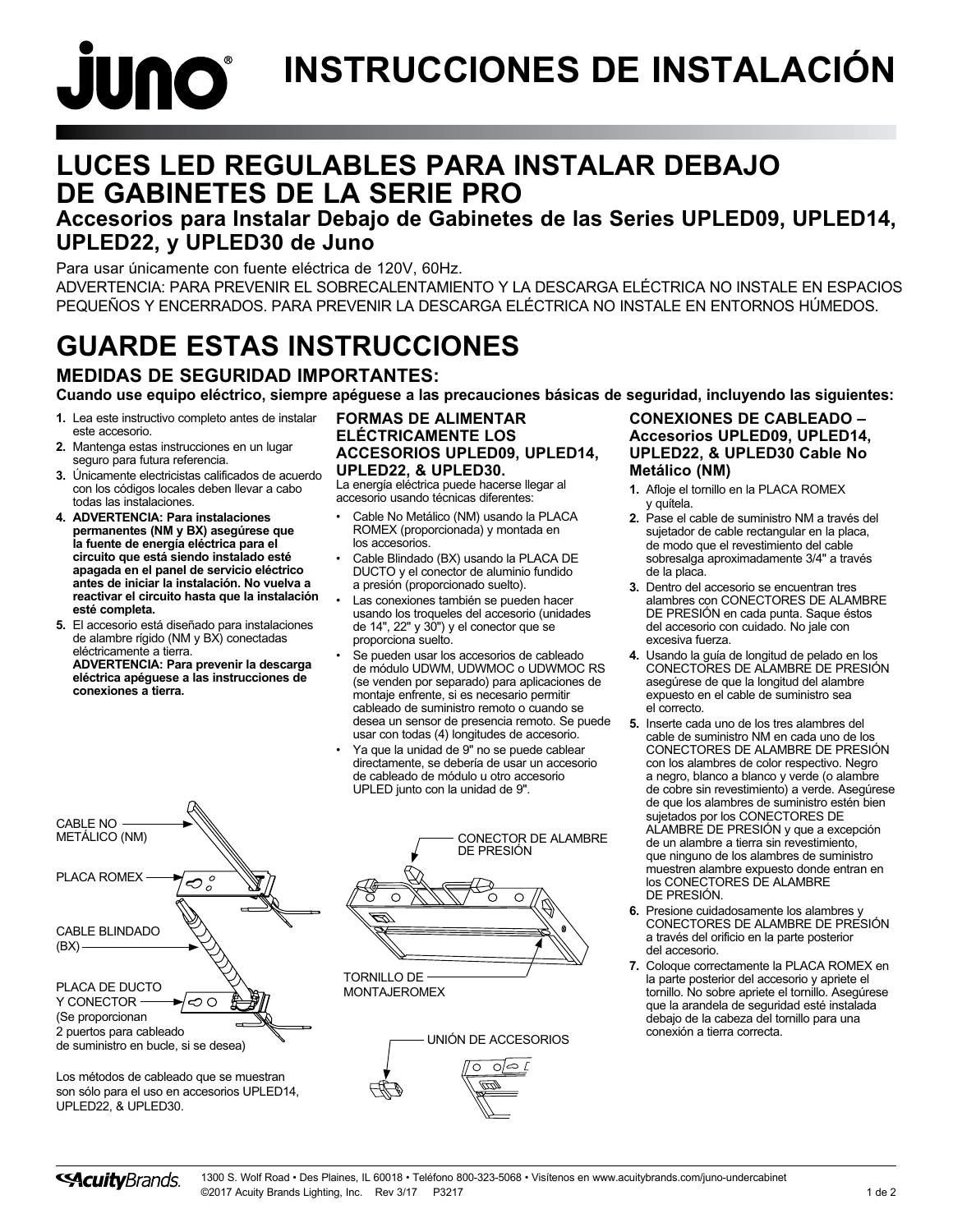# INSTRUCCIONES DE INSTALACIÓN

## LUCES LED REGULABLES PARA INSTALAR DEBAJO DE GABINETES DE LA SERIE PRO

### Accesorios para Instalar Debajo de Gabinetes de las Series UPLED09, UPLED14, UPLED22, y UPLED30 de Juno

Para usar únicamente con fuente eléctrica de 120V, 60Hz.

ADVERTENCIA: PARA PREVENIR EL SOBRECALENTAMIENTO Y LA DESCARGA ELÉCTRICA NO INSTALE EN ESPACIOS PEQUEÑOS Y ENCERRADOS. PARA PREVENIR LA DESCARGA ELÉCTRICA NO INSTALE EN ENTORNOS HÚMEDOS.

## GUARDE ESTAS INSTRUCCIONES

### MEDIDAS DE SEGURIDAD IMPORTANTES:

**Cuando use equipo eléctrico, siempre apéguese a las precauciones básicas de seguridad, incluyendo las siguientes:**

1. Lea este instructivo completo antes de instalar este accesorio.
2. Mantenga estas instrucciones en un lugar seguro para futura referencia.
3. Únicamente electricistas calificados de acuerdo con los códigos locales deben llevar a cabo todas las instalaciones.
4. **ADVERTENCIA: Para instalaciones permanentes (NM y BX) asegúrese que la fuente de energía eléctrica para el circuito que está siendo instalado esté apagada en el panel de servicio eléctrico antes de iniciar la instalación. No vuelva a reactivar el circuito hasta que la instalación esté completa.**
5. El accesorio está diseñado para instalaciones de alambre rígido (NM y BX) conectadas eléctricamente a tierra.
   **ADVERTENCIA: Para prevenir la descarga eléctrica apéguese a las instrucciones de conexiones a tierra.**

CABLE NO METÁLICO (NM)

PLACA ROMEX

CABLE BLINDADO (BX)

PLACA DE DUCTO Y CONECTOR (Se proporcionan 2 puertos para cableado de suministro en bucle, si se desea)

Los métodos de cableado que se muestran son sólo para el uso en accesorios UPLED14, UPLED22, & UPLED30.

### FORMAS DE ALIMENTAR ELÉCTRICAMENTE LOS ACCESORIOS UPLED09, UPLED14, UPLED22, & UPLED30.

La energía eléctrica puede hacerse llegar al accesorio usando técnicas diferentes:

- Cable No Metálico (NM) usando la PLACA ROMEX (proporcionada) y montada en los accesorios.
- Cable Blindado (BX) usando la PLACA DE DUCTO y el conector de aluminio fundido a presión (proporcionado suelto).
- Las conexiones también se pueden hacer usando los troqueles del accesorio (unidades de 14", 22" y 30") y el conector que se proporciona suelto.
- Se pueden usar los accesorios de cableado de módulo UDWM, UDWMOC o UDWMOC RS (se venden por separado) para aplicaciones de montaje enfrente, si es necesario permitir cableado de suministro remoto o cuando se desea un sensor de presencia remoto. Se puede usar con todas (4) longitudes de accesorio.
- Ya que la unidad de 9" no se puede cablear directamente, se debería de usar un accesorio de cableado de módulo u otro accesorio UPLED junto con la unidad de 9".

CONECTOR DE ALAMBRE DE PRESIÓN

TORNILLO DE MONTAJEROMEX

UNIÓN DE ACCESORIOS

### CONEXIONES DE CABLEADO – Accesorios UPLED09, UPLED14, UPLED22, & UPLED30 Cable No Metálico (NM)

1. Afloje el tornillo en la PLACA ROMEX y quítela.
2. Pase el cable de suministro NM a través del sujetador de cable rectangular en la placa, de modo que el revestimiento del cable sobresalga aproximadamente 3/4" a través de la placa.
3. Dentro del accesorio se encuentran tres alambres con CONECTORES DE ALAMBRE DE PRESIÓN en cada punta. Saque éstos del accesorio con cuidado. No jale con excesiva fuerza.
4. Usando la guía de longitud de pelado en los CONECTORES DE ALAMBRE DE PRESIÓN asegúrese de que la longitud del alambre expuesto en el cable de suministro sea el correcto.
5. Inserte cada uno de los tres alambres del cable de suministro NM en cada uno de los CONECTORES DE ALAMBRE DE PRESIÓN con los alambres de color respectivo. Negro a negro, blanco a blanco y verde (o alambre de cobre sin revestimiento) a verde. Asegúrese de que los alambres de suministro estén bien sujetados por los CONECTORES DE ALAMBRE DE PRESIÓN y que a excepción de un alambre a tierra sin revestimiento, que ninguno de los alambres de suministro muestren alambre expuesto donde entran en los CONECTORES DE ALAMBRE DE PRESIÓN.
6. Presione cuidadosamente los alambres y CONECTORES DE ALAMBRE DE PRESIÓN a través del orificio en la parte posterior del accesorio.
7. Coloque correctamente la PLACA ROMEX en la parte posterior del accesorio y apriete el tornillo. No sobre apriete el tornillo. Asegúrese que la arandela de seguridad esté instalada debajo de la cabeza del tornillo para una conexión a tierra correcta.

1300 S. Wolf Road • Des Plaines, IL 60018 • Teléfono 800-323-5068 • Visítenos en www.acuitybrands.com/juno-undercabinet
©2017 Acuity Brands Lighting, Inc. Rev 3/17 P3217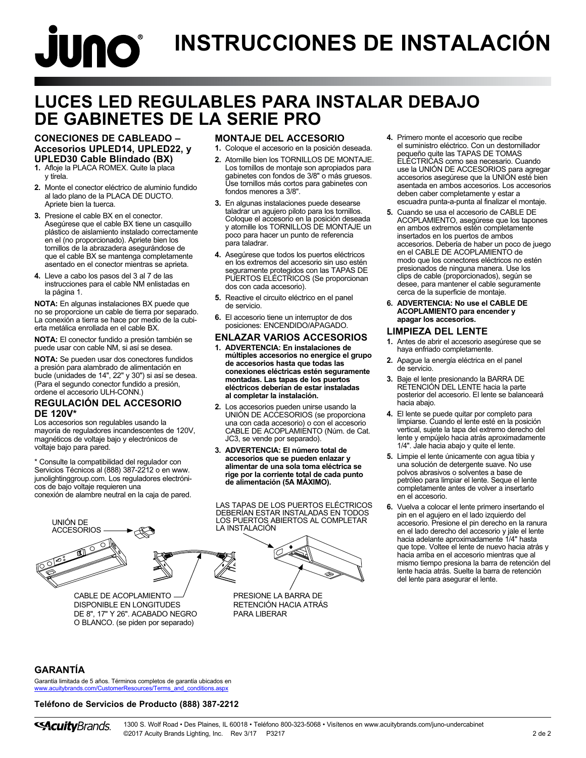# INSTRUCCIONES DE INSTALACIÓN

## LUCES LED REGULABLES PARA INSTALAR DEBAJO DE GABINETES DE LA SERIE PRO

### CONECIONES DE CABLEADO – Accesorios UPLED14, UPLED22, y UPLED30 Cable Blindado (BX)

1. Afloje la PLACA ROMEX. Quite la placa y tírela.
2. Monte el conector eléctrico de aluminio fundido al lado plano de la PLACA DE DUCTO. Apriete bien la tuerca.
3. Presione el cable BX en el conector. Asegúrese que el cable BX tiene un casquillo plástico de aislamiento instalado correctamente en el (no proporcionado). Apriete bien los tornillos de la abrazadera asegurándose de que el cable BX se mantenga completamente asentado en el conector mientras se aprieta.
4. Lleve a cabo los pasos del 3 al 7 de las instrucciones para el cable NM enlistadas en la página 1.

**NOTA:** En algunas instalaciones BX puede que no se proporcione un cable de tierra por separado. La conexión a tierra se hace por medio de la cubierta metálica enrollada en el cable BX.

**NOTA:** El conector fundido a presión también se puede usar con cable NM, si así se desea.

**NOTA:** Se pueden usar dos conectores fundidos a presión para alambrado de alimentación en bucle (unidades de 14", 22" y 30") si así se desea. (Para el segundo conector fundido a presión, ordene el accesorio ULH-CONN.)

### REGULACIÓN DEL ACCESORIO DE 120V*

Los accesorios son regulables usando la mayoría de reguladores incandescentes de 120V, magnéticos de voltaje bajo y electrónicos de voltaje bajo para pared.

\* Consulte la compatibilidad del regulador con Servicios Técnicos al (888) 387-2212 o en www.junolightinggroup.com. Los reguladores electrónicos de bajo voltaje requieren una conexión de alambre neutral en la caja de pared.

### MONTAJE DEL ACCESORIO

1. Coloque el accesorio en la posición deseada.
2. Atornille bien los TORNILLOS DE MONTAJE. Los tornillos de montaje son apropiados para gabinetes con fondos de 3/8" o más gruesos. Use tornillos más cortos para gabinetes con fondos menores a 3/8".
3. En algunas instalaciones puede desearse taladrar un agujero piloto para los tornillos. Coloque el accesorio en la posición deseada y atornille los TORNILLOS DE MONTAJE un poco para hacer un punto de referencia para taladrar.
4. Asegúrese que todos los puertos eléctricos en los extremos del accesorio sin uso estén seguramente protegidos con las TAPAS DE PUERTOS ELÉCTRICOS (Se proporcionan dos con cada accesorio).
5. Reactive el circuito eléctrico en el panel de servicio.
6. El accesorio tiene un interruptor de dos posiciones: ENCENDIDO/APAGADO.

### ENLAZAR VARIOS ACCESORIOS

1. **ADVERTENCIA: En instalaciones de múltiples accesorios no energice el grupo de accesorios hasta que todas las conexiones eléctricas estén seguramente montadas. Las tapas de los puertos eléctricos deberían de estar instaladas al completar la instalación.**
2. Los accesorios pueden unirse usando la UNIÓN DE ACCESORIOS (se proporciona una con cada accesorio) o con el accesorio CABLE DE ACOPLAMIENTO (Núm. de Cat. JC3, se vende por separado).
3. **ADVERTENCIA: El número total de accesorios que se pueden enlazar y alimentar de una sola toma eléctrica se rige por la corriente total de cada punto de alimentación (5A MÁXIMO).**
4. Primero monte el accesorio que recibe el suministro eléctrico. Con un destornillador pequeño quite las TAPAS DE TOMAS ELÉCTRICAS como sea necesario. Cuando use la UNIÓN DE ACCESORIOS para agregar accesorios asegúrese que la UNIÓN esté bien asentada en ambos accesorios. Los accesorios deben caber completamente y estar a escuadra punta-a-punta al finalizar el montaje.
5. Cuando se usa el accesorio de CABLE DE ACOPLAMIENTO, asegúrese que los tapones en ambos extremos estén completamente insertados en los puertos de ambos accesorios. Debería de haber un poco de juego en el CABLE DE ACOPLAMIENTO de modo que los conectores eléctricos no estén presionados de ninguna manera. Use los clips de cable (proporcionados), según se desee, para mantener el cable seguramente cerca de la superficie de montaje.
6. **ADVERTENCIA: No use el CABLE DE ACOPLAMIENTO para encender y apagar los accesorios.**

UNIÓN DE ACCESORIOS

CABLE DE ACOPLAMIENTO DISPONIBLE EN LONGITUDES DE 8", 17" Y 26". ACABADO NEGRO O BLANCO. (se piden por separado)

LAS TAPAS DE LOS PUERTOS ELÉCTRICOS DEBERÍAN ESTAR INSTALADAS EN TODOS LOS PUERTOS ABIERTOS AL COMPLETAR LA INSTALACIÓN

PRESIONE LA BARRA DE RETENCIÓN HACIA ATRÁS PARA LIBERAR

### LIMPIEZA DEL LENTE

1. Antes de abrir el accesorio asegúrese que se haya enfriado completamente.
2. Apague la energía eléctrica en el panel de servicio.
3. Baje el lente presionando la BARRA DE RETENCIÓN DEL LENTE hacia la parte posterior del accesorio. El lente se balanceará hacia abajo.
4. El lente se puede quitar por completo para limpiarse. Cuando el lente esté en la posición vertical, sujete la tapa del extremo derecho del lente y empújelo hacia atrás aproximadamente 1/4". Jale hacia abajo y quite el lente.
5. Limpie el lente únicamente con agua tibia y una solución de detergente suave. No use polvos abrasivos o solventes a base de petróleo para limpiar el lente. Seque el lente completamente antes de volver a insertarlo en el accesorio.
6. Vuelva a colocar el lente primero insertando el pin en el agujero en el lado izquierdo del accesorio. Presione el pin derecho en la ranura en el lado derecho del accesorio y jale el lente hacia adelante aproximadamente 1/4" hasta que tope. Voltee el lente de nuevo hacia atrás y hacia arriba en el accesorio mientras que al mismo tiempo presiona la barra de retención del lente hacia atrás. Suelte la barra de retención del lente para asegurar el lente.

### GARANTÍA

Garantía limitada de 5 años. Términos completos de garantía ubicados en www.acuitybrands.com/CustomerResources/Terms_and_conditions.aspx

**Teléfono de Servicios de Producto (888) 387-2212**

1300 S. Wolf Road • Des Plaines, IL 60018 • Teléfono 800-323-5068 • Visítenos en www.acuitybrands.com/juno-undercabinet
©2017 Acuity Brands Lighting, Inc. Rev 3/17 P3217